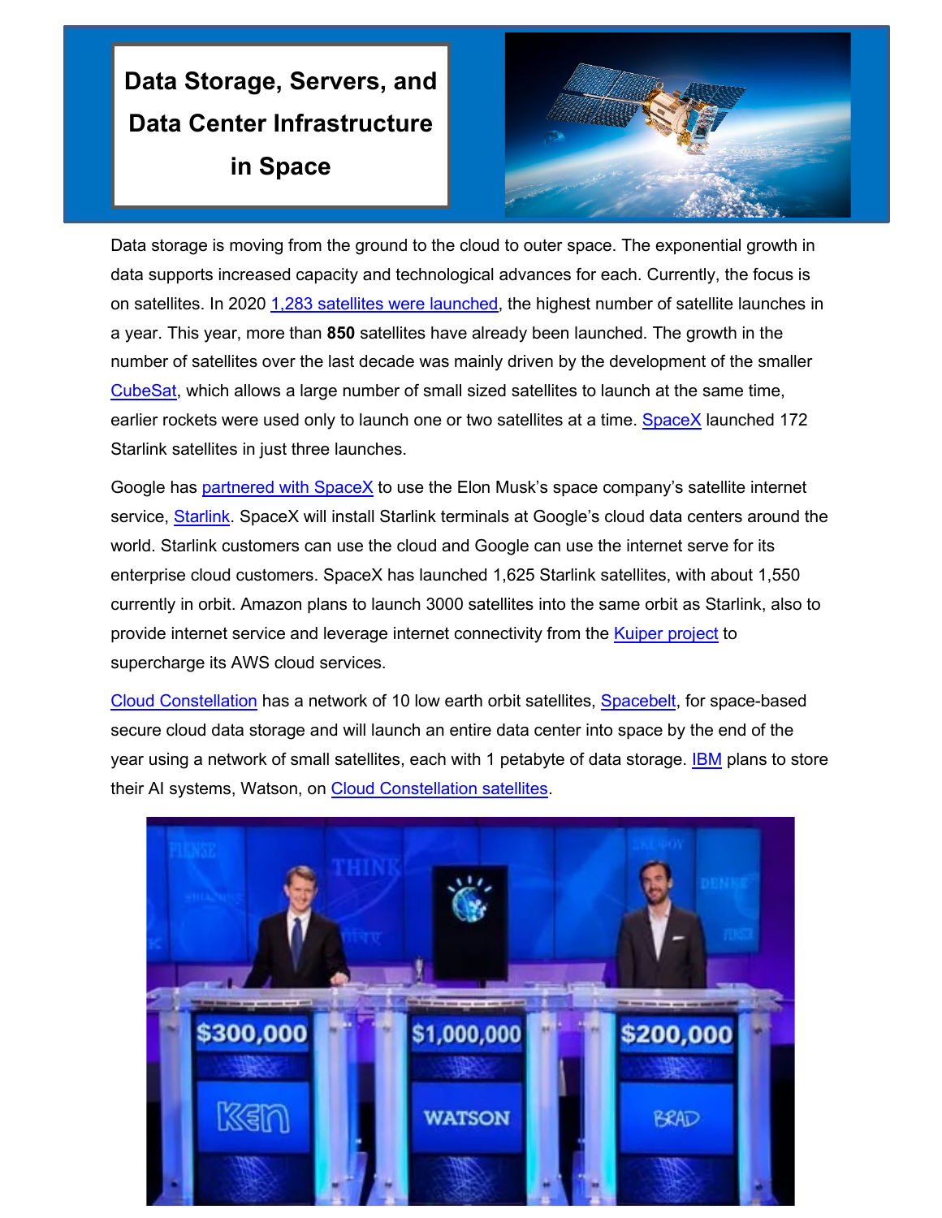# Data Storage, Servers, and Data Center Infrastructure in Space

Data storage is moving from the ground to the cloud to outer space. The exponential growth in data supports increased capacity and technological advances for each. Currently, the focus is on satellites. In 2020 1,283 satellites were launched, the highest number of satellite launches in a year. This year, more than **850** satellites have already been launched. The growth in the number of satellites over the last decade was mainly driven by the development of the smaller CubeSat, which allows a large number of small sized satellites to launch at the same time, earlier rockets were used only to launch one or two satellites at a time. SpaceX launched 172 Starlink satellites in just three launches.

Google has partnered with SpaceX to use the Elon Musk's space company's satellite internet service, Starlink. SpaceX will install Starlink terminals at Google's cloud data centers around the world. Starlink customers can use the cloud and Google can use the internet serve for its enterprise cloud customers. SpaceX has launched 1,625 Starlink satellites, with about 1,550 currently in orbit. Amazon plans to launch 3000 satellites into the same orbit as Starlink, also to provide internet service and leverage internet connectivity from the Kuiper project to supercharge its AWS cloud services.

Cloud Constellation has a network of 10 low earth orbit satellites, Spacebelt, for space-based secure cloud data storage and will launch an entire data center into space by the end of the year using a network of small satellites, each with 1 petabyte of data storage. IBM plans to store their AI systems, Watson, on Cloud Constellation satellites.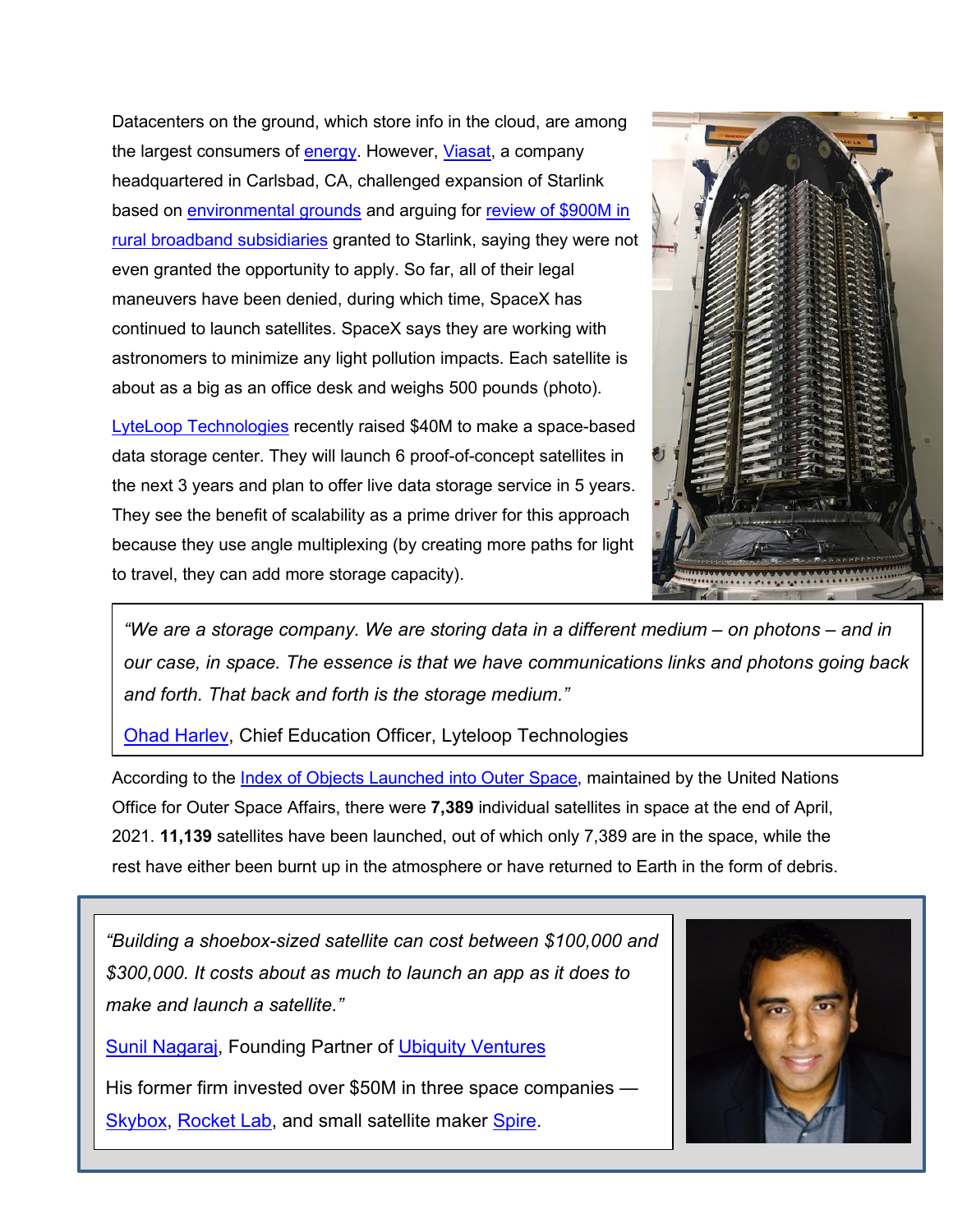Datacenters on the ground, which store info in the cloud, are among the largest consumers of energy. However, Viasat, a company headquartered in Carlsbad, CA, challenged expansion of Starlink based on environmental grounds and arguing for review of $900M in rural broadband subsidiaries granted to Starlink, saying they were not even granted the opportunity to apply. So far, all of their legal maneuvers have been denied, during which time, SpaceX has continued to launch satellites. SpaceX says they are working with astronomers to minimize any light pollution impacts. Each satellite is about as a big as an office desk and weighs 500 pounds (photo).

LyteLoop Technologies recently raised $40M to make a space-based data storage center. They will launch 6 proof-of-concept satellites in the next 3 years and plan to offer live data storage service in 5 years. They see the benefit of scalability as a prime driver for this approach because they use angle multiplexing (by creating more paths for light to travel, they can add more storage capacity).

> *"We are a storage company. We are storing data in a different medium – on photons – and in our case, in space. The essence is that we have communications links and photons going back and forth. That back and forth is the storage medium."*
>
> Ohad Harlev, Chief Education Officer, Lyteloop Technologies

According to the Index of Objects Launched into Outer Space, maintained by the United Nations Office for Outer Space Affairs, there were **7,389** individual satellites in space at the end of April, 2021. **11,139** satellites have been launched, out of which only 7,389 are in the space, while the rest have either been burnt up in the atmosphere or have returned to Earth in the form of debris.

> *"Building a shoebox-sized satellite can cost between $100,000 and $300,000. It costs about as much to launch an app as it does to make and launch a satellite."*
>
> Sunil Nagaraj, Founding Partner of Ubiquity Ventures
>
> His former firm invested over $50M in three space companies — Skybox, Rocket Lab, and small satellite maker Spire.